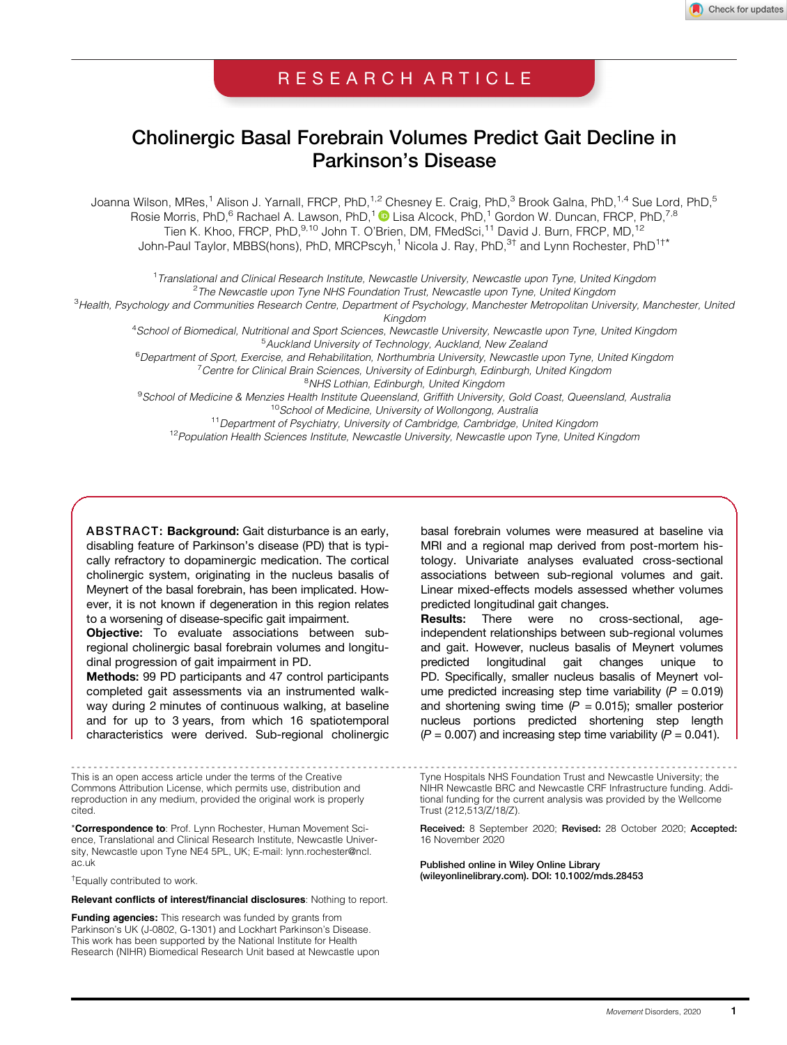RESEARCH ARTICLE

# Cholinergic Basal Forebrain Volumes Predict Gait Decline in Parkinson's Disease

Joanna Wilson, MRes,[1] Alison J. Yarnall, FRCP, PhD,[1,2] Chesney E. Craig, PhD,[3] Brook Galna, PhD,[1,4] Sue Lord, PhD,[5] Rosie Morris, PhD,[6] Rachael A. Lawson, PhD,[1] Lisa Alcock, PhD,[1] Gordon W. Duncan, FRCP, PhD,[7,8] Tien K. Khoo, FRCP, PhD,[9,10] John T. O'Brien, DM, FMedSci,[11] David J. Burn, FRCP, MD,[12] John-Paul Taylor, MBBS(hons), PhD, MRCPscyh,[1] Nicola J. Ray, PhD,[3†] and Lynn Rochester, PhD[1†*]

[1] *Translational and Clinical Research Institute, Newcastle University, Newcastle upon Tyne, United Kingdom*
[2] *The Newcastle upon Tyne NHS Foundation Trust, Newcastle upon Tyne, United Kingdom*
[3] *Health, Psychology and Communities Research Centre, Department of Psychology, Manchester Metropolitan University, Manchester, United Kingdom*
[4] *School of Biomedical, Nutritional and Sport Sciences, Newcastle University, Newcastle upon Tyne, United Kingdom*
[5] *Auckland University of Technology, Auckland, New Zealand*
[6] *Department of Sport, Exercise, and Rehabilitation, Northumbria University, Newcastle upon Tyne, United Kingdom*
[7] *Centre for Clinical Brain Sciences, University of Edinburgh, Edinburgh, United Kingdom*
[8] *NHS Lothian, Edinburgh, United Kingdom*
[9] *School of Medicine & Menzies Health Institute Queensland, Griffith University, Gold Coast, Queensland, Australia*
[10] *School of Medicine, University of Wollongong, Australia*
[11] *Department of Psychiatry, University of Cambridge, Cambridge, United Kingdom*
[12] *Population Health Sciences Institute, Newcastle University, Newcastle upon Tyne, United Kingdom*

**ABSTRACT: Background:** Gait disturbance is an early, disabling feature of Parkinson's disease (PD) that is typically refractory to dopaminergic medication. The cortical cholinergic system, originating in the nucleus basalis of Meynert of the basal forebrain, has been implicated. However, it is not known if degeneration in this region relates to a worsening of disease-specific gait impairment.
**Objective:** To evaluate associations between sub-regional cholinergic basal forebrain volumes and longitudinal progression of gait impairment in PD.
**Methods:** 99 PD participants and 47 control participants completed gait assessments via an instrumented walkway during 2 minutes of continuous walking, at baseline and for up to 3 years, from which 16 spatiotemporal characteristics were derived. Sub-regional cholinergic basal forebrain volumes were measured at baseline via MRI and a regional map derived from post-mortem histology. Univariate analyses evaluated cross-sectional associations between sub-regional volumes and gait. Linear mixed-effects models assessed whether volumes predicted longitudinal gait changes.
**Results:** There were no cross-sectional, age-independent relationships between sub-regional volumes and gait. However, nucleus basalis of Meynert volumes predicted longitudinal gait changes unique to PD. Specifically, smaller nucleus basalis of Meynert volume predicted increasing step time variability ($P = 0.019$) and shortening swing time ($P = 0.015$); smaller posterior nucleus portions predicted shortening step length ($P = 0.007$) and increasing step time variability ($P = 0.041$).

This is an open access article under the terms of the Creative Commons Attribution License, which permits use, distribution and reproduction in any medium, provided the original work is properly cited.

\***Correspondence to**: Prof. Lynn Rochester, Human Movement Science, Translational and Clinical Research Institute, Newcastle University, Newcastle upon Tyne NE4 5PL, UK; E-mail: lynn.rochester@ncl.ac.uk

†Equally contributed to work.

**Relevant conflicts of interest/financial disclosures**: Nothing to report.

**Funding agencies:** This research was funded by grants from Parkinson's UK (J-0802, G-1301) and Lockhart Parkinson's Disease. This work has been supported by the National Institute for Health Research (NIHR) Biomedical Research Unit based at Newcastle upon Tyne Hospitals NHS Foundation Trust and Newcastle University; the NIHR Newcastle BRC and Newcastle CRF Infrastructure funding. Additional funding for the current analysis was provided by the Wellcome Trust (212,513/Z/18/Z).

**Received:** 8 September 2020; **Revised:** 28 October 2020; **Accepted:** 16 November 2020

**Published online in Wiley Online Library (wileyonlinelibrary.com). DOI: 10.1002/mds.28453**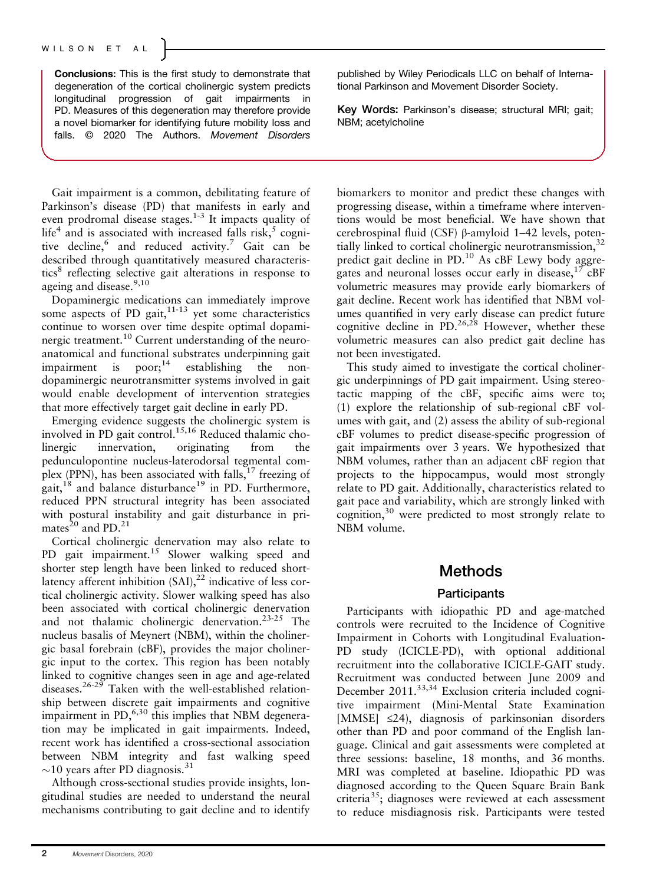**Conclusions:** This is the first study to demonstrate that degeneration of the cortical cholinergic system predicts longitudinal progression of gait impairments in PD. Measures of this degeneration may therefore provide a novel biomarker for identifying future mobility loss and falls. © 2020 The Authors. *Movement Disorders* published by Wiley Periodicals LLC on behalf of International Parkinson and Movement Disorder Society.

**Key Words:** Parkinson's disease; structural MRI; gait; NBM; acetylcholine

Gait impairment is a common, debilitating feature of Parkinson's disease (PD) that manifests in early and even prodromal disease stages.[1-3] It impacts quality of life[4] and is associated with increased falls risk,[5] cognitive decline,[6] and reduced activity.[7] Gait can be described through quantitatively measured characteristics[8] reflecting selective gait alterations in response to ageing and disease.[9,10]

Dopaminergic medications can immediately improve some aspects of PD gait,[11-13] yet some characteristics continue to worsen over time despite optimal dopaminergic treatment.[10] Current understanding of the neuroanatomical and functional substrates underpinning gait impairment is poor;[14] establishing the non-dopaminergic neurotransmitter systems involved in gait would enable development of intervention strategies that more effectively target gait decline in early PD.

Emerging evidence suggests the cholinergic system is involved in PD gait control.[15,16] Reduced thalamic cholinergic innervation, originating from the pedunculopontine nucleus-laterodorsal tegmental complex (PPN), has been associated with falls,[17] freezing of gait,[18] and balance disturbance[19] in PD. Furthermore, reduced PPN structural integrity has been associated with postural instability and gait disturbance in primates[20] and PD.[21]

Cortical cholinergic denervation may also relate to PD gait impairment.[15] Slower walking speed and shorter step length have been linked to reduced short-latency afferent inhibition (SAI),[22] indicative of less cortical cholinergic activity. Slower walking speed has also been associated with cortical cholinergic denervation and not thalamic cholinergic denervation.[23-25] The nucleus basalis of Meynert (NBM), within the cholinergic basal forebrain (cBF), provides the major cholinergic input to the cortex. This region has been notably linked to cognitive changes seen in age and age-related diseases.[26-29] Taken with the well-established relationship between discrete gait impairments and cognitive impairment in PD,[6,30] this implies that NBM degeneration may be implicated in gait impairments. Indeed, recent work has identified a cross-sectional association between NBM integrity and fast walking speed ~10 years after PD diagnosis.[31]

Although cross-sectional studies provide insights, longitudinal studies are needed to understand the neural mechanisms contributing to gait decline and to identify biomarkers to monitor and predict these changes with progressing disease, within a timeframe where interventions would be most beneficial. We have shown that cerebrospinal fluid (CSF) β-amyloid 1–42 levels, potentially linked to cortical cholinergic neurotransmission,[32] predict gait decline in PD.[10] As cBF Lewy body aggregates and neuronal losses occur early in disease,[17] cBF volumetric measures may provide early biomarkers of gait decline. Recent work has identified that NBM volumes quantified in very early disease can predict future cognitive decline in PD.[26,28] However, whether these volumetric measures can also predict gait decline has not been investigated.

This study aimed to investigate the cortical cholinergic underpinnings of PD gait impairment. Using stereotactic mapping of the cBF, specific aims were to; (1) explore the relationship of sub-regional cBF volumes with gait, and (2) assess the ability of sub-regional cBF volumes to predict disease-specific progression of gait impairments over 3 years. We hypothesized that NBM volumes, rather than an adjacent cBF region that projects to the hippocampus, would most strongly relate to PD gait. Additionally, characteristics related to gait pace and variability, which are strongly linked with cognition,[30] were predicted to most strongly relate to NBM volume.

## Methods

### Participants

Participants with idiopathic PD and age-matched controls were recruited to the Incidence of Cognitive Impairment in Cohorts with Longitudinal Evaluation-PD study (ICICLE-PD), with optional additional recruitment into the collaborative ICICLE-GAIT study. Recruitment was conducted between June 2009 and December 2011.[33,34] Exclusion criteria included cognitive impairment (Mini-Mental State Examination [MMSE] ≤24), diagnosis of parkinsonian disorders other than PD and poor command of the English language. Clinical and gait assessments were completed at three sessions: baseline, 18 months, and 36 months. MRI was completed at baseline. Idiopathic PD was diagnosed according to the Queen Square Brain Bank criteria[35]; diagnoses were reviewed at each assessment to reduce misdiagnosis risk. Participants were tested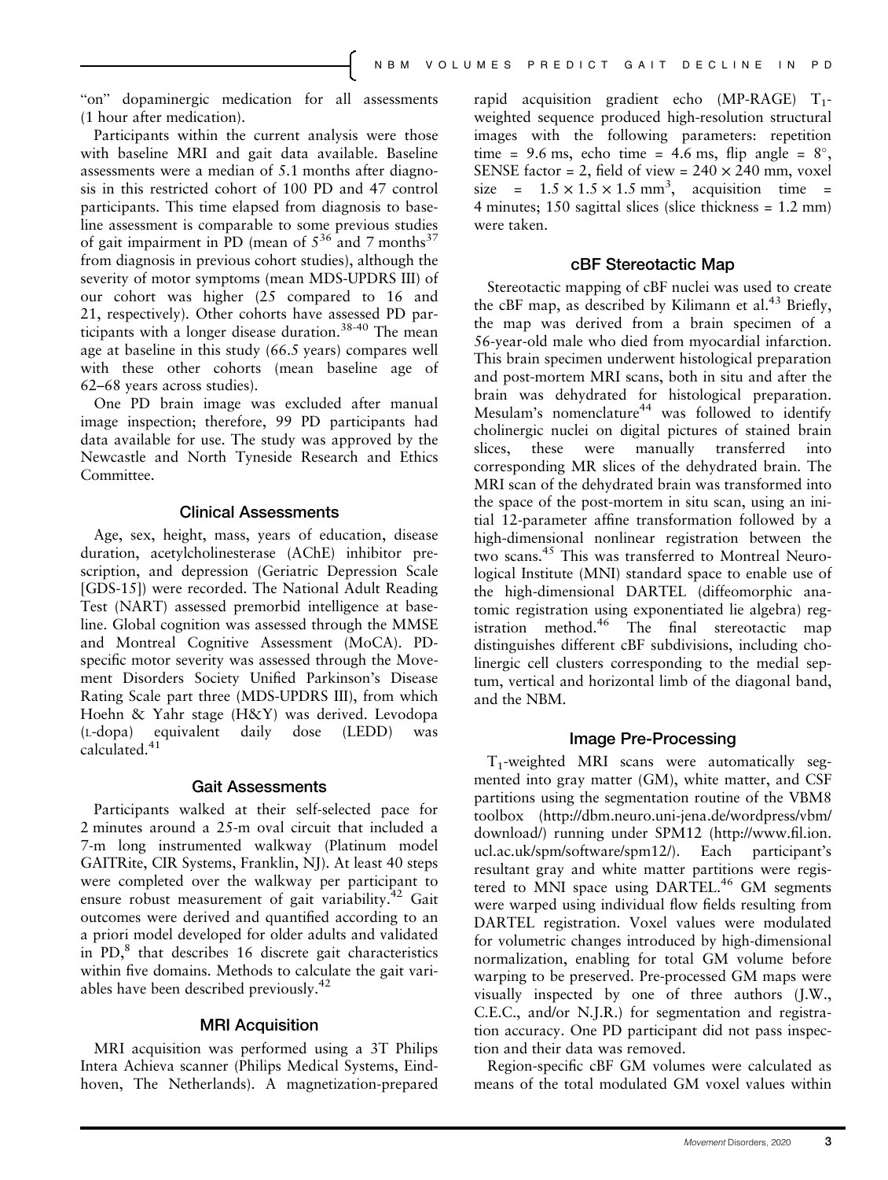"on" dopaminergic medication for all assessments (1 hour after medication).

Participants within the current analysis were those with baseline MRI and gait data available. Baseline assessments were a median of 5.1 months after diagnosis in this restricted cohort of 100 PD and 47 control participants. This time elapsed from diagnosis to baseline assessment is comparable to some previous studies of gait impairment in PD (mean of 5[36] and 7 months[37] from diagnosis in previous cohort studies), although the severity of motor symptoms (mean MDS-UPDRS III) of our cohort was higher (25 compared to 16 and 21, respectively). Other cohorts have assessed PD participants with a longer disease duration.[38-40] The mean age at baseline in this study (66.5 years) compares well with these other cohorts (mean baseline age of 62–68 years across studies).

One PD brain image was excluded after manual image inspection; therefore, 99 PD participants had data available for use. The study was approved by the Newcastle and North Tyneside Research and Ethics Committee.

### Clinical Assessments

Age, sex, height, mass, years of education, disease duration, acetylcholinesterase (AChE) inhibitor prescription, and depression (Geriatric Depression Scale [GDS-15]) were recorded. The National Adult Reading Test (NART) assessed premorbid intelligence at baseline. Global cognition was assessed through the MMSE and Montreal Cognitive Assessment (MoCA). PD-specific motor severity was assessed through the Movement Disorders Society Unified Parkinson's Disease Rating Scale part three (MDS-UPDRS III), from which Hoehn & Yahr stage (H&Y) was derived. Levodopa (L-dopa) equivalent daily dose (LEDD) was calculated.[41]

### Gait Assessments

Participants walked at their self-selected pace for 2 minutes around a 25-m oval circuit that included a 7-m long instrumented walkway (Platinum model GAITRite, CIR Systems, Franklin, NJ). At least 40 steps were completed over the walkway per participant to ensure robust measurement of gait variability.[42] Gait outcomes were derived and quantified according to an a priori model developed for older adults and validated in PD,[8] that describes 16 discrete gait characteristics within five domains. Methods to calculate the gait variables have been described previously.[42]

### MRI Acquisition

MRI acquisition was performed using a 3T Philips Intera Achieva scanner (Philips Medical Systems, Eindhoven, The Netherlands). A magnetization-prepared rapid acquisition gradient echo (MP-RAGE) $T_1$-weighted sequence produced high-resolution structural images with the following parameters: repetition time = 9.6 ms, echo time = 4.6 ms, flip angle = 8°, SENSE factor = 2, field of view = 240 × 240 mm, voxel size = $1.5 \times 1.5 \times 1.5$ mm$^3$, acquisition time = 4 minutes; 150 sagittal slices (slice thickness = 1.2 mm) were taken.

### cBF Stereotactic Map

Stereotactic mapping of cBF nuclei was used to create the cBF map, as described by Kilimann et al.[43] Briefly, the map was derived from a brain specimen of a 56-year-old male who died from myocardial infarction. This brain specimen underwent histological preparation and post-mortem MRI scans, both in situ and after the brain was dehydrated for histological preparation. Mesulam's nomenclature[44] was followed to identify cholinergic nuclei on digital pictures of stained brain slices, these were manually transferred into corresponding MR slices of the dehydrated brain. The MRI scan of the dehydrated brain was transformed into the space of the post-mortem in situ scan, using an initial 12-parameter affine transformation followed by a high-dimensional nonlinear registration between the two scans.[45] This was transferred to Montreal Neurological Institute (MNI) standard space to enable use of the high-dimensional DARTEL (diffeomorphic anatomic registration using exponentiated lie algebra) registration method.[46] The final stereotactic map distinguishes different cBF subdivisions, including cholinergic cell clusters corresponding to the medial septum, vertical and horizontal limb of the diagonal band, and the NBM.

### Image Pre-Processing

$T_1$-weighted MRI scans were automatically segmented into gray matter (GM), white matter, and CSF partitions using the segmentation routine of the VBM8 toolbox (http://dbm.neuro.uni-jena.de/wordpress/vbm/download/) running under SPM12 (http://www.fil.ion.ucl.ac.uk/spm/software/spm12/). Each participant's resultant gray and white matter partitions were registered to MNI space using DARTEL.[46] GM segments were warped using individual flow fields resulting from DARTEL registration. Voxel values were modulated for volumetric changes introduced by high-dimensional normalization, enabling for total GM volume before warping to be preserved. Pre-processed GM maps were visually inspected by one of three authors (J.W., C.E.C., and/or N.J.R.) for segmentation and registration accuracy. One PD participant did not pass inspection and their data was removed.

Region-specific cBF GM volumes were calculated as means of the total modulated GM voxel values within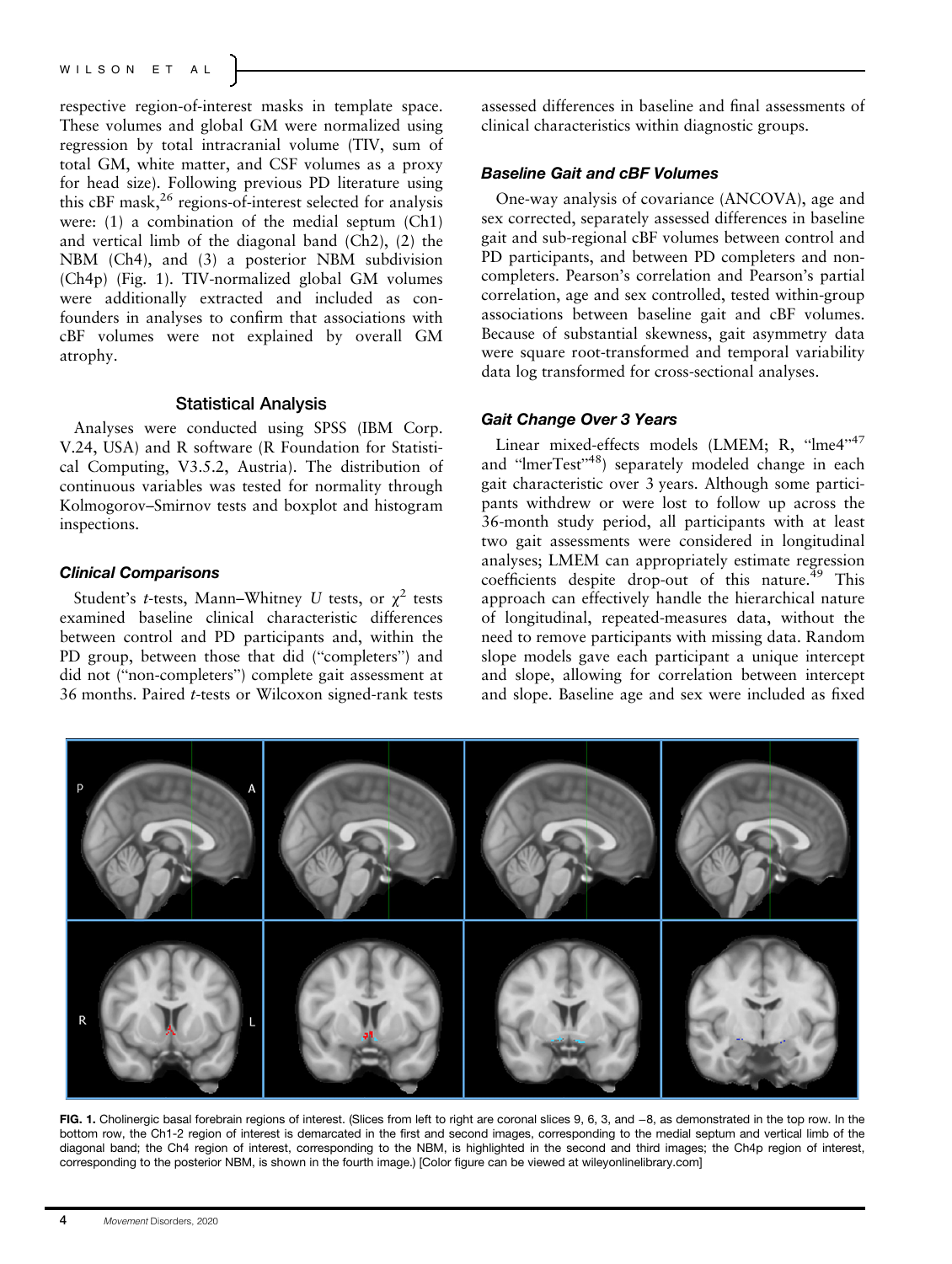respective region-of-interest masks in template space. These volumes and global GM were normalized using regression by total intracranial volume (TIV, sum of total GM, white matter, and CSF volumes as a proxy for head size). Following previous PD literature using this cBF mask,[26] regions-of-interest selected for analysis were: (1) a combination of the medial septum (Ch1) and vertical limb of the diagonal band (Ch2), (2) the NBM (Ch4), and (3) a posterior NBM subdivision (Ch4p) (Fig. 1). TIV-normalized global GM volumes were additionally extracted and included as confounders in analyses to confirm that associations with cBF volumes were not explained by overall GM atrophy.

## Statistical Analysis

Analyses were conducted using SPSS (IBM Corp. V.24, USA) and R software (R Foundation for Statistical Computing, V3.5.2, Austria). The distribution of continuous variables was tested for normality through Kolmogorov–Smirnov tests and boxplot and histogram inspections.

### *Clinical Comparisons*

Student's *t*-tests, Mann–Whitney *U* tests, or $\chi^2$ tests examined baseline clinical characteristic differences between control and PD participants and, within the PD group, between those that did ("completers") and did not ("non-completers") complete gait assessment at 36 months. Paired *t*-tests or Wilcoxon signed-rank tests assessed differences in baseline and final assessments of clinical characteristics within diagnostic groups.

### *Baseline Gait and cBF Volumes*

One-way analysis of covariance (ANCOVA), age and sex corrected, separately assessed differences in baseline gait and sub-regional cBF volumes between control and PD participants, and between PD completers and non-completers. Pearson's correlation and Pearson's partial correlation, age and sex controlled, tested within-group associations between baseline gait and cBF volumes. Because of substantial skewness, gait asymmetry data were square root-transformed and temporal variability data log transformed for cross-sectional analyses.

### *Gait Change Over 3 Years*

Linear mixed-effects models (LMEM; R, "lme4"[47] and "lmerTest"[48]) separately modeled change in each gait characteristic over 3 years. Although some participants withdrew or were lost to follow up across the 36-month study period, all participants with at least two gait assessments were considered in longitudinal analyses; LMEM can appropriately estimate regression coefficients despite drop-out of this nature.[49] This approach can effectively handle the hierarchical nature of longitudinal, repeated-measures data, without the need to remove participants with missing data. Random slope models gave each participant a unique intercept and slope, allowing for correlation between intercept and slope. Baseline age and sex were included as fixed

**FIG. 1.** Cholinergic basal forebrain regions of interest. (Slices from left to right are coronal slices 9, 6, 3, and −8, as demonstrated in the top row. In the bottom row, the Ch1-2 region of interest is demarcated in the first and second images, corresponding to the medial septum and vertical limb of the diagonal band; the Ch4 region of interest, corresponding to the NBM, is highlighted in the second and third images; the Ch4p region of interest, corresponding to the posterior NBM, is shown in the fourth image.) [Color figure can be viewed at wileyonlinelibrary.com]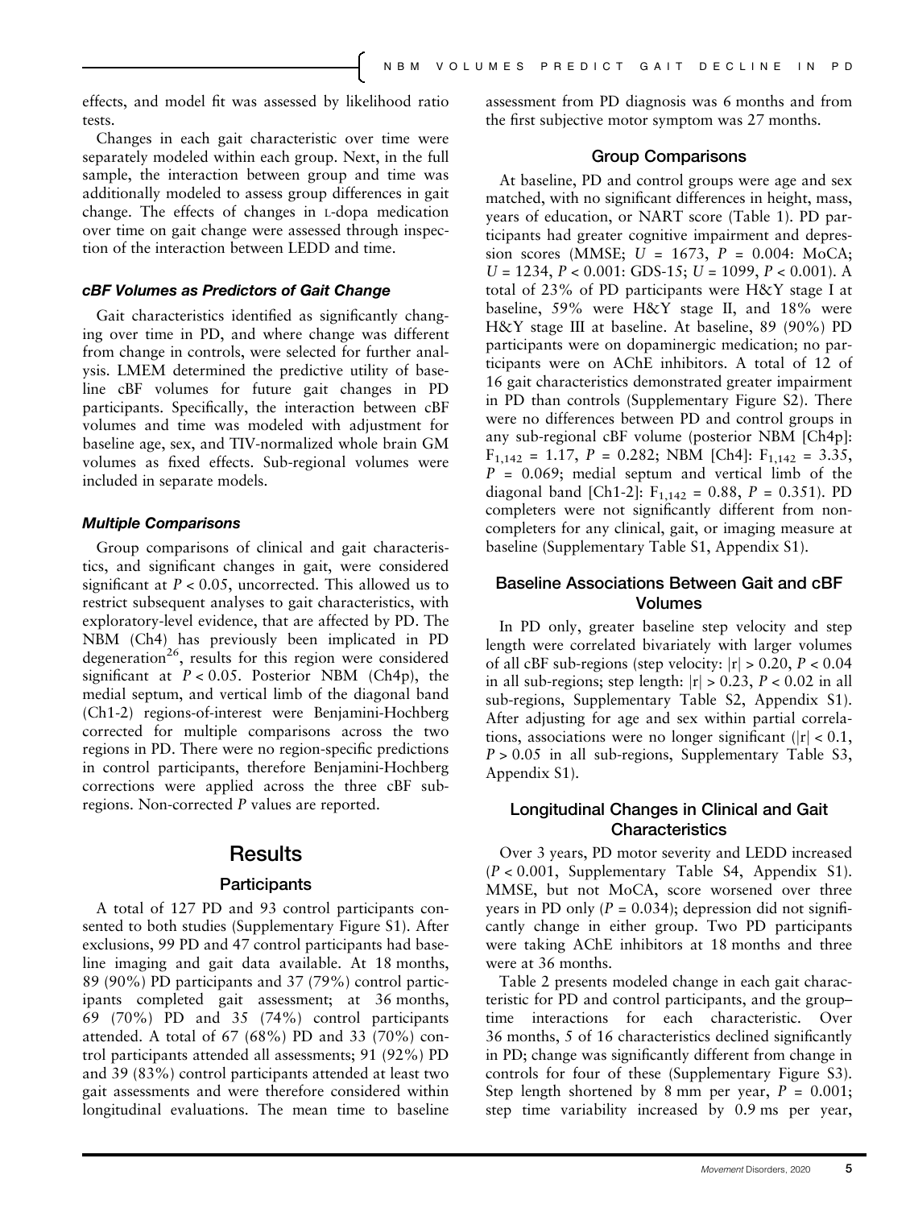effects, and model fit was assessed by likelihood ratio tests.

Changes in each gait characteristic over time were separately modeled within each group. Next, in the full sample, the interaction between group and time was additionally modeled to assess group differences in gait change. The effects of changes in L-dopa medication over time on gait change were assessed through inspection of the interaction between LEDD and time.

### *cBF Volumes as Predictors of Gait Change*

Gait characteristics identified as significantly changing over time in PD, and where change was different from change in controls, were selected for further analysis. LMEM determined the predictive utility of baseline cBF volumes for future gait changes in PD participants. Specifically, the interaction between cBF volumes and time was modeled with adjustment for baseline age, sex, and TIV-normalized whole brain GM volumes as fixed effects. Sub-regional volumes were included in separate models.

### *Multiple Comparisons*

Group comparisons of clinical and gait characteristics, and significant changes in gait, were considered significant at $P < 0.05$, uncorrected. This allowed us to restrict subsequent analyses to gait characteristics, with exploratory-level evidence, that are affected by PD. The NBM (Ch4) has previously been implicated in PD degeneration[26], results for this region were considered significant at $P < 0.05$. Posterior NBM (Ch4p), the medial septum, and vertical limb of the diagonal band (Ch1-2) regions-of-interest were Benjamini-Hochberg corrected for multiple comparisons across the two regions in PD. There were no region-specific predictions in control participants, therefore Benjamini-Hochberg corrections were applied across the three cBF sub-regions. Non-corrected *P* values are reported.

## Results

### Participants

A total of 127 PD and 93 control participants consented to both studies (Supplementary Figure S1). After exclusions, 99 PD and 47 control participants had baseline imaging and gait data available. At 18 months, 89 (90%) PD participants and 37 (79%) control participants completed gait assessment; at 36 months, 69 (70%) PD and 35 (74%) control participants attended. A total of 67 (68%) PD and 33 (70%) control participants attended all assessments; 91 (92%) PD and 39 (83%) control participants attended at least two gait assessments and were therefore considered within longitudinal evaluations. The mean time to baseline assessment from PD diagnosis was 6 months and from the first subjective motor symptom was 27 months.

### Group Comparisons

At baseline, PD and control groups were age and sex matched, with no significant differences in height, mass, years of education, or NART score (Table 1). PD participants had greater cognitive impairment and depression scores (MMSE; $U = 1673$, $P = 0.004$: MoCA; $U = 1234$, $P < 0.001$: GDS-15; $U = 1099$, $P < 0.001$). A total of 23% of PD participants were H&Y stage I at baseline, 59% were H&Y stage II, and 18% were H&Y stage III at baseline. At baseline, 89 (90%) PD participants were on dopaminergic medication; no participants were on AChE inhibitors. A total of 12 of 16 gait characteristics demonstrated greater impairment in PD than controls (Supplementary Figure S2). There were no differences between PD and control groups in any sub-regional cBF volume (posterior NBM [Ch4p]: $F_{1,142} = 1.17$, $P = 0.282$; NBM [Ch4]: $F_{1,142} = 3.35$, $P = 0.069$; medial septum and vertical limb of the diagonal band [Ch1-2]: $F_{1,142} = 0.88$, $P = 0.351$). PD completers were not significantly different from non-completers for any clinical, gait, or imaging measure at baseline (Supplementary Table S1, Appendix S1).

### Baseline Associations Between Gait and cBF Volumes

In PD only, greater baseline step velocity and step length were correlated bivariately with larger volumes of all cBF sub-regions (step velocity: $|r| > 0.20$, $P < 0.04$ in all sub-regions; step length: $|r| > 0.23$, $P < 0.02$ in all sub-regions, Supplementary Table S2, Appendix S1). After adjusting for age and sex within partial correlations, associations were no longer significant ($|r| < 0.1$, $P > 0.05$ in all sub-regions, Supplementary Table S3, Appendix S1).

### Longitudinal Changes in Clinical and Gait Characteristics

Over 3 years, PD motor severity and LEDD increased ($P < 0.001$, Supplementary Table S4, Appendix S1). MMSE, but not MoCA, score worsened over three years in PD only ($P = 0.034$); depression did not significantly change in either group. Two PD participants were taking AChE inhibitors at 18 months and three were at 36 months.

Table 2 presents modeled change in each gait characteristic for PD and control participants, and the group–time interactions for each characteristic. Over 36 months, 5 of 16 characteristics declined significantly in PD; change was significantly different from change in controls for four of these (Supplementary Figure S3). Step length shortened by 8 mm per year, $P = 0.001$; step time variability increased by 0.9 ms per year,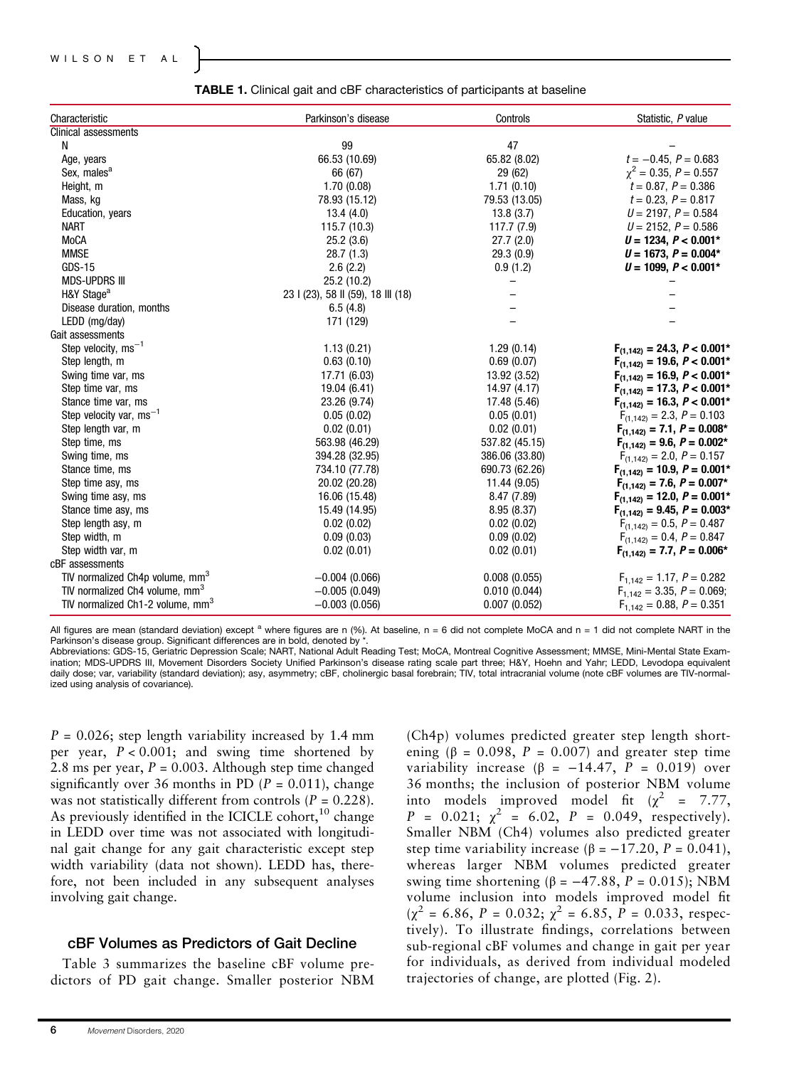**TABLE 1.** Clinical gait and cBF characteristics of participants at baseline

| Characteristic | Parkinson's disease | Controls | Statistic, P value |
|---|---|---|---|
| Clinical assessments | | | |
| N | 99 | 47 | – |
| Age, years | 66.53 (10.69) | 65.82 (8.02) | $t = -0.45$, $P = 0.683$ |
| Sex, males[a] | 66 (67) | 29 (62) | $\chi^2 = 0.35$, $P = 0.557$ |
| Height, m | 1.70 (0.08) | 1.71 (0.10) | $t = 0.87$, $P = 0.386$ |
| Mass, kg | 78.93 (15.12) | 79.53 (13.05) | $t = 0.23$, $P = 0.817$ |
| Education, years | 13.4 (4.0) | 13.8 (3.7) | $U = 2197$, $P = 0.584$ |
| NART | 115.7 (10.3) | 117.7 (7.9) | $U = 2152$, $P = 0.586$ |
| MoCA | 25.2 (3.6) | 27.7 (2.0) | **$U = 1234$, $P < 0.001$*** |
| MMSE | 28.7 (1.3) | 29.3 (0.9) | **$U = 1673$, $P = 0.004$*** |
| GDS-15 | 2.6 (2.2) | 0.9 (1.2) | **$U = 1099$, $P < 0.001$*** |
| MDS-UPDRS III | 25.2 (10.2) | – | – |
| H&Y Stage[a] | 23 I (23), 58 II (59), 18 III (18) | – | – |
| Disease duration, months | 6.5 (4.8) | – | – |
| LEDD (mg/day) | 171 (129) | – | – |
| Gait assessments | | | |
| Step velocity, $ms^{-1}$ | 1.13 (0.21) | 1.29 (0.14) | **$F_{(1,142)} = 24.3$, $P < 0.001$*** |
| Step length, m | 0.63 (0.10) | 0.69 (0.07) | **$F_{(1,142)} = 19.6$, $P < 0.001$*** |
| Swing time var, ms | 17.71 (6.03) | 13.92 (3.52) | **$F_{(1,142)} = 16.9$, $P < 0.001$*** |
| Step time var, ms | 19.04 (6.41) | 14.97 (4.17) | **$F_{(1,142)} = 17.3$, $P < 0.001$*** |
| Stance time var, ms | 23.26 (9.74) | 17.48 (5.46) | **$F_{(1,142)} = 16.3$, $P < 0.001$*** |
| Step velocity var, $ms^{-1}$ | 0.05 (0.02) | 0.05 (0.01) | $F_{(1,142)} = 2.3$, $P = 0.103$ |
| Step length var, m | 0.02 (0.01) | 0.02 (0.01) | **$F_{(1,142)} = 7.1$, $P = 0.008$*** |
| Step time, ms | 563.98 (46.29) | 537.82 (45.15) | **$F_{(1,142)} = 9.6$, $P = 0.002$*** |
| Swing time, ms | 394.28 (32.95) | 386.06 (33.80) | $F_{(1,142)} = 2.0$, $P = 0.157$ |
| Stance time, ms | 734.10 (77.78) | 690.73 (62.26) | **$F_{(1,142)} = 10.9$, $P = 0.001$*** |
| Step time asy, ms | 20.02 (20.28) | 11.44 (9.05) | **$F_{(1,142)} = 7.6$, $P = 0.007$*** |
| Swing time asy, ms | 16.06 (15.48) | 8.47 (7.89) | **$F_{(1,142)} = 12.0$, $P = 0.001$*** |
| Stance time asy, ms | 15.49 (14.95) | 8.95 (8.37) | **$F_{(1,142)} = 9.45$, $P = 0.003$*** |
| Step length asy, m | 0.02 (0.02) | 0.02 (0.02) | $F_{(1,142)} = 0.5$, $P = 0.487$ |
| Step width, m | 0.09 (0.03) | 0.09 (0.02) | $F_{(1,142)} = 0.4$, $P = 0.847$ |
| Step width var, m | 0.02 (0.01) | 0.02 (0.01) | **$F_{(1,142)} = 7.7$, $P = 0.006$*** |
| cBF assessments | | | |
| TIV normalized Ch4p volume, $mm^3$ | −0.004 (0.066) | 0.008 (0.055) | $F_{1,142} = 1.17$, $P = 0.282$ |
| TIV normalized Ch4 volume, $mm^3$ | −0.005 (0.049) | 0.010 (0.044) | $F_{1,142} = 3.35$, $P = 0.069$; |
| TIV normalized Ch1-2 volume, $mm^3$ | −0.003 (0.056) | 0.007 (0.052) | $F_{1,142} = 0.88$, $P = 0.351$ |

All figures are mean (standard deviation) except [a] where figures are n (%). At baseline, n = 6 did not complete MoCA and n = 1 did not complete NART in the Parkinson's disease group. Significant differences are in bold, denoted by *.
Abbreviations: GDS-15, Geriatric Depression Scale; NART, National Adult Reading Test; MoCA, Montreal Cognitive Assessment; MMSE, Mini-Mental State Examination; MDS-UPDRS III, Movement Disorders Society Unified Parkinson's disease rating scale part three; H&Y, Hoehn and Yahr; LEDD, Levodopa equivalent daily dose; var, variability (standard deviation); asy, asymmetry; cBF, cholinergic basal forebrain; TIV, total intracranial volume (note cBF volumes are TIV-normalized using analysis of covariance).

$P = 0.026$; step length variability increased by 1.4 mm per year, $P < 0.001$; and swing time shortened by 2.8 ms per year, $P = 0.003$. Although step time changed significantly over 36 months in PD ($P = 0.011$), change was not statistically different from controls ($P = 0.228$). As previously identified in the ICICLE cohort,[10] change in LEDD over time was not associated with longitudinal gait change for any gait characteristic except step width variability (data not shown). LEDD has, therefore, not been included in any subsequent analyses involving gait change.

### cBF Volumes as Predictors of Gait Decline

Table 3 summarizes the baseline cBF volume predictors of PD gait change. Smaller posterior NBM (Ch4p) volumes predicted greater step length shortening ($\beta = 0.098$, $P = 0.007$) and greater step time variability increase ($\beta = -14.47$, $P = 0.019$) over 36 months; the inclusion of posterior NBM volume into models improved model fit ($\chi^2 = 7.77$, $P = 0.021$; $\chi^2 = 6.02$, $P = 0.049$, respectively). Smaller NBM (Ch4) volumes also predicted greater step time variability increase ($\beta = -17.20$, $P = 0.041$), whereas larger NBM volumes predicted greater swing time shortening ($\beta = -47.88$, $P = 0.015$); NBM volume inclusion into models improved model fit ($\chi^2 = 6.86$, $P = 0.032$; $\chi^2 = 6.85$, $P = 0.033$, respectively). To illustrate findings, correlations between sub-regional cBF volumes and change in gait per year for individuals, as derived from individual modeled trajectories of change, are plotted (Fig. 2).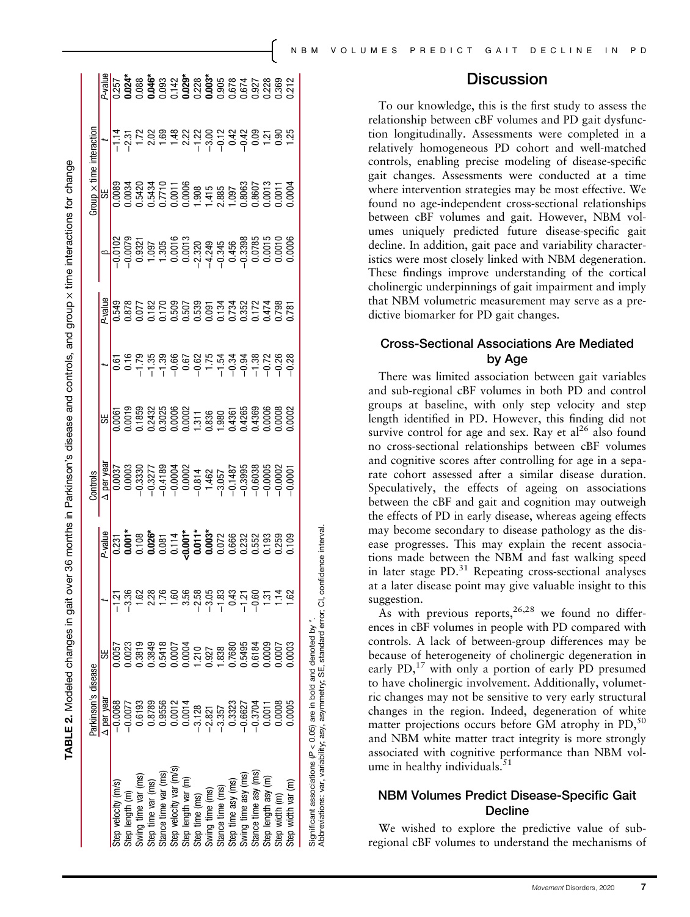**TABLE 2.** Modeled changes in gait over 36 months in Parkinson's disease and controls, and group × time interactions for change

| | Parkinson's disease | | | | Controls | | | | Group × time interaction | | | |
|---|---|---|---|---|---|---|---|---|---|---|---|---|
| | Δ per year | SE | t | P-value | Δ per year | SE | t | P-value | β | SE | t | P-value |
| Step velocity (m/s) | −0.0068 | 0.0057 | −1.21 | 0.231 | 0.0037 | 0.0061 | 0.61 | 0.549 | −0.0102 | 0.0089 | −1.14 | 0.257 |
| Step length (m) | −0.0077 | 0.0023 | −3.36 | **0.001*** | 0.0003 | 0.0019 | 0.16 | 0.878 | −0.0079 | 0.0034 | −2.31 | **0.024*** |
| Swing time var (ms) | 0.6193 | 0.3819 | 1.62 | 0.108 | −0.3330 | 0.1859 | −1.79 | 0.077 | 0.9321 | 0.5420 | 1.72 | 0.088 |
| Step time var (ms) | 0.8789 | 0.3849 | 2.28 | **0.026*** | −0.3277 | 0.2432 | −1.35 | 0.182 | 1.097 | 0.5434 | 2.02 | **0.046*** |
| Stance time var (ms) | 0.9556 | 0.5418 | 1.76 | 0.081 | −0.4189 | 0.3025 | −1.39 | 0.170 | 1.305 | 0.7710 | 1.69 | 0.093 |
| Step velocity var (m/s) | 0.0012 | 0.0007 | 1.60 | 0.114 | −0.0004 | 0.0006 | −0.66 | 0.509 | 0.0016 | 0.0011 | 1.48 | 0.142 |
| Step length var (m) | 0.0014 | 0.0004 | 3.56 | **<0.001*** | 0.0002 | 0.0002 | 0.67 | 0.507 | 0.0013 | 0.0006 | 2.22 | **0.029*** |
| Step time (ms) | −3.128 | 1.210 | −2.58 | **0.011*** | −0.814 | 1.311 | −0.62 | 0.539 | −2.320 | 1.908 | −1.22 | 0.228 |
| Swing time (ms) | −2.821 | 0.927 | −3.05 | **0.003*** | 1.462 | 0.836 | 1.75 | 0.091 | −4.249 | 1.415 | −3.00 | **0.003*** |
| Stance time (ms) | −3.357 | 1.838 | −1.83 | 0.072 | −3.057 | 1.980 | −1.54 | 0.134 | −0.345 | 2.885 | −0.12 | 0.905 |
| Step time asy (ms) | 0.3323 | 0.7680 | 0.43 | 0.666 | −0.1487 | 0.4361 | −0.34 | 0.734 | 0.456 | 1.097 | 0.42 | 0.678 |
| Swing time asy (ms) | −0.6627 | 0.5495 | −1.21 | 0.232 | −0.3995 | 0.4265 | −0.94 | 0.352 | −0.3398 | 0.8063 | −0.42 | 0.674 |
| Stance time asy (ms) | −0.3704 | 0.6184 | −0.60 | 0.552 | −0.6038 | 0.4369 | −1.38 | 0.172 | 0.0785 | 0.8607 | 0.09 | 0.927 |
| Step length asy (m) | 0.0011 | 0.0009 | 1.31 | 0.193 | −0.0005 | 0.0006 | −0.72 | 0.474 | 0.0015 | 0.0013 | 1.21 | 0.228 |
| Step width (m) | 0.0008 | 0.0007 | 1.14 | 0.259 | −0.0002 | 0.0008 | −0.26 | 0.798 | 0.0010 | 0.0011 | 0.90 | 0.369 |
| Step width var (m) | 0.0005 | 0.0003 | 1.62 | 0.109 | −0.0001 | 0.0002 | −0.28 | 0.781 | 0.0006 | 0.0004 | 1.25 | 0.212 |

Significant associations ($P < 0.05$) are in bold and denoted by *.
Abbreviations: var, variability; asy, asymmetry; SE, standard error; CI, confidence interval.

# Discussion

To our knowledge, this is the first study to assess the relationship between cBF volumes and PD gait dysfunction longitudinally. Assessments were completed in a relatively homogeneous PD cohort and well-matched controls, enabling precise modeling of disease-specific gait changes. Assessments were conducted at a time where intervention strategies may be most effective. We found no age-independent cross-sectional relationships between cBF volumes and gait. However, NBM volumes uniquely predicted future disease-specific gait decline. In addition, gait pace and variability characteristics were most closely linked with NBM degeneration. These findings improve understanding of the cortical cholinergic underpinnings of gait impairment and imply that NBM volumetric measurement may serve as a predictive biomarker for PD gait changes.

## Cross-Sectional Associations Are Mediated by Age

There was limited association between gait variables and sub-regional cBF volumes in both PD and control groups at baseline, with only step velocity and step length identified in PD. However, this finding did not survive control for age and sex. Ray et al[26] also found no cross-sectional relationships between cBF volumes and cognitive scores after controlling for age in a separate cohort assessed after a similar disease duration. Speculatively, the effects of ageing on associations between the cBF and gait and cognition may outweigh the effects of PD in early disease, whereas ageing effects may become secondary to disease pathology as the disease progresses. This may explain the recent associations made between the NBM and fast walking speed in later stage PD.[31] Repeating cross-sectional analyses at a later disease point may give valuable insight to this suggestion.

As with previous reports,[26,28] we found no differences in cBF volumes in people with PD compared with controls. A lack of between-group differences may be because of heterogeneity of cholinergic degeneration in early PD,[17] with only a portion of early PD presumed to have cholinergic involvement. Additionally, volumetric changes may not be sensitive to very early structural changes in the region. Indeed, degeneration of white matter projections occurs before GM atrophy in PD,[50] and NBM white matter tract integrity is more strongly associated with cognitive performance than NBM volume in healthy individuals.[51]

## NBM Volumes Predict Disease-Specific Gait Decline

We wished to explore the predictive value of sub-regional cBF volumes to understand the mechanisms of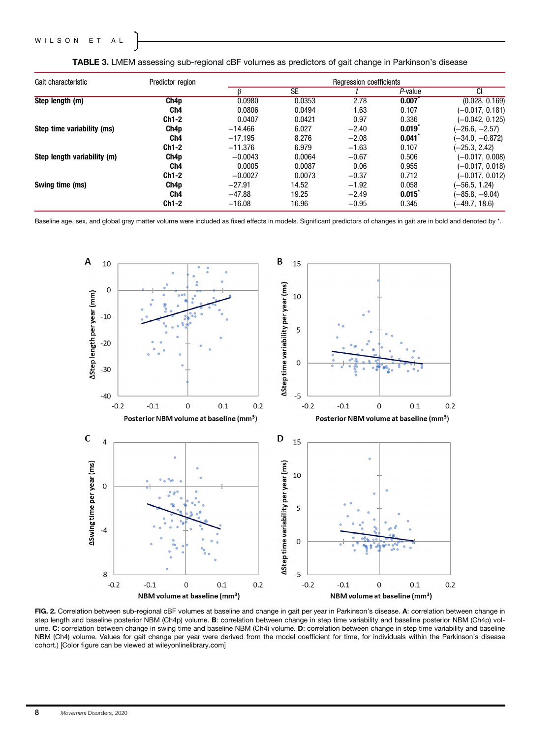**TABLE 3.** LMEM assessing sub-regional cBF volumes as predictors of gait change in Parkinson's disease

| Gait characteristic | Predictor region | Regression coefficients | | | | |
|---|---|---|---|---|---|---|
| | | β | SE | *t* | *P*-value | CI |
| **Step length (m)** | **Ch4p** | 0.0980 | 0.0353 | 2.78 | **0.007*** | (0.028, 0.169) |
| | **Ch4** | 0.0806 | 0.0494 | 1.63 | 0.107 | (−0.017, 0.181) |
| | **Ch1-2** | 0.0407 | 0.0421 | 0.97 | 0.336 | (−0.042, 0.125) |
| **Step time variability (ms)** | **Ch4p** | −14.466 | 6.027 | −2.40 | **0.019*** | (−26.6, −2.57) |
| | **Ch4** | −17.195 | 8.276 | −2.08 | **0.041*** | (−34.0, −0.872) |
| | **Ch1-2** | −11.376 | 6.979 | −1.63 | 0.107 | (−25.3, 2.42) |
| **Step length variability (m)** | **Ch4p** | −0.0043 | 0.0064 | −0.67 | 0.506 | (−0.017, 0.008) |
| | **Ch4** | 0.0005 | 0.0087 | 0.06 | 0.955 | (−0.017, 0.018) |
| | **Ch1-2** | −0.0027 | 0.0073 | −0.37 | 0.712 | (−0.017, 0.012) |
| **Swing time (ms)** | **Ch4p** | −27.91 | 14.52 | −1.92 | 0.058 | (−56.5, 1.24) |
| | **Ch4** | −47.88 | 19.25 | −2.49 | **0.015*** | (−85.8, −9.04) |
| | **Ch1-2** | −16.08 | 16.96 | −0.95 | 0.345 | (−49.7, 18.6) |

Baseline age, sex, and global gray matter volume were included as fixed effects in models. Significant predictors of changes in gait are in bold and denoted by *.

**FIG. 2.** Correlation between sub-regional cBF volumes at baseline and change in gait per year in Parkinson's disease. **A**: correlation between change in step length and baseline posterior NBM (Ch4p) volume. **B**: correlation between change in step time variability and baseline posterior NBM (Ch4p) volume. **C**: correlation between change in swing time and baseline NBM (Ch4) volume. **D**: correlation between change in step time variability and baseline NBM (Ch4) volume. Values for gait change per year were derived from the model coefficient for time, for individuals within the Parkinson's disease cohort.) [Color figure can be viewed at wileyonlinelibrary.com]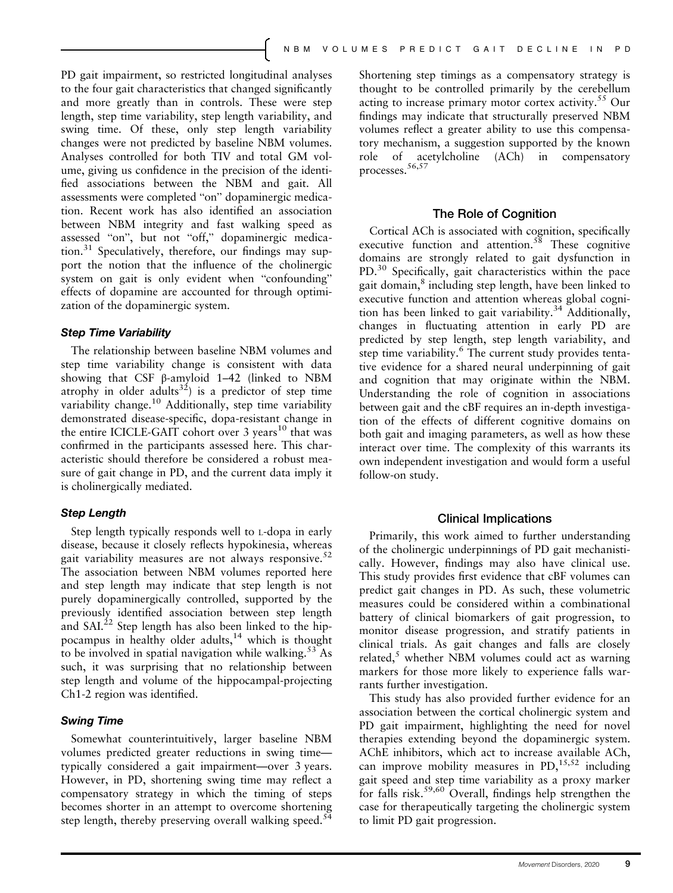PD gait impairment, so restricted longitudinal analyses to the four gait characteristics that changed significantly and more greatly than in controls. These were step length, step time variability, step length variability, and swing time. Of these, only step length variability changes were not predicted by baseline NBM volumes. Analyses controlled for both TIV and total GM volume, giving us confidence in the precision of the identified associations between the NBM and gait. All assessments were completed "on" dopaminergic medication. Recent work has also identified an association between NBM integrity and fast walking speed as assessed "on", but not "off," dopaminergic medication.[31] Speculatively, therefore, our findings may support the notion that the influence of the cholinergic system on gait is only evident when "confounding" effects of dopamine are accounted for through optimization of the dopaminergic system.

### *Step Time Variability*

The relationship between baseline NBM volumes and step time variability change is consistent with data showing that CSF β-amyloid 1–42 (linked to NBM atrophy in older adults[32]) is a predictor of step time variability change.[10] Additionally, step time variability demonstrated disease-specific, dopa-resistant change in the entire ICICLE-GAIT cohort over 3 years[10] that was confirmed in the participants assessed here. This characteristic should therefore be considered a robust measure of gait change in PD, and the current data imply it is cholinergically mediated.

### *Step Length*

Step length typically responds well to L-dopa in early disease, because it closely reflects hypokinesia, whereas gait variability measures are not always responsive.[52] The association between NBM volumes reported here and step length may indicate that step length is not purely dopaminergically controlled, supported by the previously identified association between step length and SAI.[22] Step length has also been linked to the hippocampus in healthy older adults,[14] which is thought to be involved in spatial navigation while walking.[53] As such, it was surprising that no relationship between step length and volume of the hippocampal-projecting Ch1-2 region was identified.

### *Swing Time*

Somewhat counterintuitively, larger baseline NBM volumes predicted greater reductions in swing time—typically considered a gait impairment—over 3 years. However, in PD, shortening swing time may reflect a compensatory strategy in which the timing of steps becomes shorter in an attempt to overcome shortening step length, thereby preserving overall walking speed.[54] Shortening step timings as a compensatory strategy is thought to be controlled primarily by the cerebellum acting to increase primary motor cortex activity.[55] Our findings may indicate that structurally preserved NBM volumes reflect a greater ability to use this compensatory mechanism, a suggestion supported by the known role of acetylcholine (ACh) in compensatory processes.[56,57]

## The Role of Cognition

Cortical ACh is associated with cognition, specifically executive function and attention.[58] These cognitive domains are strongly related to gait dysfunction in PD.[30] Specifically, gait characteristics within the pace gait domain,[8] including step length, have been linked to executive function and attention whereas global cognition has been linked to gait variability.[34] Additionally, changes in fluctuating attention in early PD are predicted by step length, step length variability, and step time variability.[6] The current study provides tentative evidence for a shared neural underpinning of gait and cognition that may originate within the NBM. Understanding the role of cognition in associations between gait and the cBF requires an in-depth investigation of the effects of different cognitive domains on both gait and imaging parameters, as well as how these interact over time. The complexity of this warrants its own independent investigation and would form a useful follow-on study.

## Clinical Implications

Primarily, this work aimed to further understanding of the cholinergic underpinnings of PD gait mechanistically. However, findings may also have clinical use. This study provides first evidence that cBF volumes can predict gait changes in PD. As such, these volumetric measures could be considered within a combinational battery of clinical biomarkers of gait progression, to monitor disease progression, and stratify patients in clinical trials. As gait changes and falls are closely related,[5] whether NBM volumes could act as warning markers for those more likely to experience falls warrants further investigation.

This study has also provided further evidence for an association between the cortical cholinergic system and PD gait impairment, highlighting the need for novel therapies extending beyond the dopaminergic system. AChE inhibitors, which act to increase available ACh, can improve mobility measures in PD,[15,52] including gait speed and step time variability as a proxy marker for falls risk.[59,60] Overall, findings help strengthen the case for therapeutically targeting the cholinergic system to limit PD gait progression.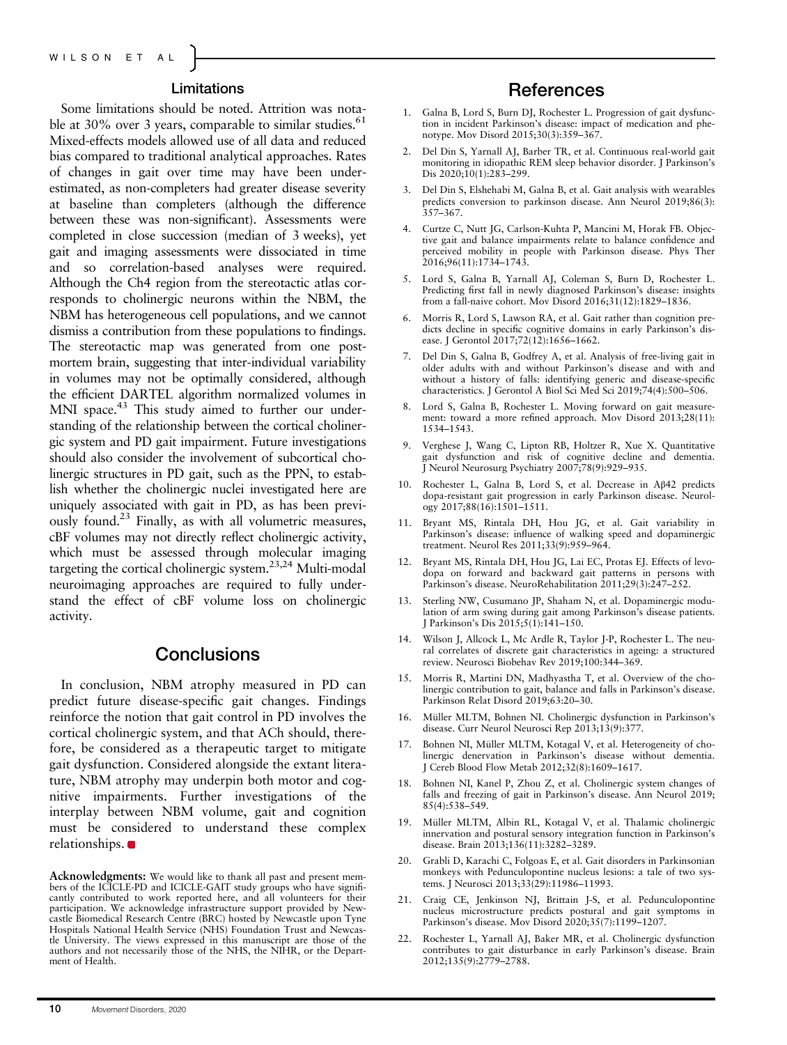## Limitations

Some limitations should be noted. Attrition was notable at 30% over 3 years, comparable to similar studies.[61] Mixed-effects models allowed use of all data and reduced bias compared to traditional analytical approaches. Rates of changes in gait over time may have been underestimated, as non-completers had greater disease severity at baseline than completers (although the difference between these was non-significant). Assessments were completed in close succession (median of 3 weeks), yet gait and imaging assessments were dissociated in time and so correlation-based analyses were required. Although the Ch4 region from the stereotactic atlas corresponds to cholinergic neurons within the NBM, the NBM has heterogeneous cell populations, and we cannot dismiss a contribution from these populations to findings. The stereotactic map was generated from one post-mortem brain, suggesting that inter-individual variability in volumes may not be optimally considered, although the efficient DARTEL algorithm normalized volumes in MNI space.[43] This study aimed to further our understanding of the relationship between the cortical cholinergic system and PD gait impairment. Future investigations should also consider the involvement of subcortical cholinergic structures in PD gait, such as the PPN, to establish whether the cholinergic nuclei investigated here are uniquely associated with gait in PD, as has been previously found.[23] Finally, as with all volumetric measures, cBF volumes may not directly reflect cholinergic activity, which must be assessed through molecular imaging targeting the cortical cholinergic system.[23,24] Multi-modal neuroimaging approaches are required to fully understand the effect of cBF volume loss on cholinergic activity.

## Conclusions

In conclusion, NBM atrophy measured in PD can predict future disease-specific gait changes. Findings reinforce the notion that gait control in PD involves the cortical cholinergic system, and that ACh should, therefore, be considered as a therapeutic target to mitigate gait dysfunction. Considered alongside the extant literature, NBM atrophy may underpin both motor and cognitive impairments. Further investigations of the interplay between NBM volume, gait and cognition must be considered to understand these complex relationships.

**Acknowledgments:** We would like to thank all past and present members of the ICICLE-PD and ICICLE-GAIT study groups who have significantly contributed to work reported here, and all volunteers for their participation. We acknowledge infrastructure support provided by Newcastle Biomedical Research Centre (BRC) hosted by Newcastle upon Tyne Hospitals National Health Service (NHS) Foundation Trust and Newcastle University. The views expressed in this manuscript are those of the authors and not necessarily those of the NHS, the NIHR, or the Department of Health.

## References

1. Galna B, Lord S, Burn DJ, Rochester L. Progression of gait dysfunction in incident Parkinson's disease: impact of medication and phenotype. Mov Disord 2015;30(3):359–367.
2. Del Din S, Yarnall AJ, Barber TR, et al. Continuous real-world gait monitoring in idiopathic REM sleep behavior disorder. J Parkinson's Dis 2020;10(1):283–299.
3. Del Din S, Elshehabi M, Galna B, et al. Gait analysis with wearables predicts conversion to parkinson disease. Ann Neurol 2019;86(3): 357–367.
4. Curtze C, Nutt JG, Carlson-Kuhta P, Mancini M, Horak FB. Objective gait and balance impairments relate to balance confidence and perceived mobility in people with Parkinson disease. Phys Ther 2016;96(11):1734–1743.
5. Lord S, Galna B, Yarnall AJ, Coleman S, Burn D, Rochester L. Predicting first fall in newly diagnosed Parkinson's disease: insights from a fall-naive cohort. Mov Disord 2016;31(12):1829–1836.
6. Morris R, Lord S, Lawson RA, et al. Gait rather than cognition predicts decline in specific cognitive domains in early Parkinson's disease. J Gerontol 2017;72(12):1656–1662.
7. Del Din S, Galna B, Godfrey A, et al. Analysis of free-living gait in older adults with and without Parkinson's disease and with and without a history of falls: identifying generic and disease-specific characteristics. J Gerontol A Biol Sci Med Sci 2019;74(4):500–506.
8. Lord S, Galna B, Rochester L. Moving forward on gait measurement: toward a more refined approach. Mov Disord 2013;28(11): 1534–1543.
9. Verghese J, Wang C, Lipton RB, Holtzer R, Xue X. Quantitative gait dysfunction and risk of cognitive decline and dementia. J Neurol Neurosurg Psychiatry 2007;78(9):929–935.
10. Rochester L, Galna B, Lord S, et al. Decrease in Aβ42 predicts dopa-resistant gait progression in early Parkinson disease. Neurology 2017;88(16):1501–1511.
11. Bryant MS, Rintala DH, Hou JG, et al. Gait variability in Parkinson's disease: influence of walking speed and dopaminergic treatment. Neurol Res 2011;33(9):959–964.
12. Bryant MS, Rintala DH, Hou JG, Lai EC, Protas EJ. Effects of levodopa on forward and backward gait patterns in persons with Parkinson's disease. NeuroRehabilitation 2011;29(3):247–252.
13. Sterling NW, Cusumano JP, Shaham N, et al. Dopaminergic modulation of arm swing during gait among Parkinson's disease patients. J Parkinson's Dis 2015;5(1):141–150.
14. Wilson J, Allcock L, Mc Ardle R, Taylor J-P, Rochester L. The neural correlates of discrete gait characteristics in ageing: a structured review. Neurosci Biobehav Rev 2019;100:344–369.
15. Morris R, Martini DN, Madhyastha T, et al. Overview of the cholinergic contribution to gait, balance and falls in Parkinson's disease. Parkinson Relat Disord 2019;63:20–30.
16. Müller MLTM, Bohnen NI. Cholinergic dysfunction in Parkinson's disease. Curr Neurol Neurosci Rep 2013;13(9):377.
17. Bohnen NI, Müller MLTM, Kotagal V, et al. Heterogeneity of cholinergic denervation in Parkinson's disease without dementia. J Cereb Blood Flow Metab 2012;32(8):1609–1617.
18. Bohnen NI, Kanel P, Zhou Z, et al. Cholinergic system changes of falls and freezing of gait in Parkinson's disease. Ann Neurol 2019; 85(4):538–549.
19. Müller MLTM, Albin RL, Kotagal V, et al. Thalamic cholinergic innervation and postural sensory integration function in Parkinson's disease. Brain 2013;136(11):3282–3289.
20. Grabli D, Karachi C, Folgoas E, et al. Gait disorders in Parkinsonian monkeys with Pedunculopontine nucleus lesions: a tale of two systems. J Neurosci 2013;33(29):11986–11993.
21. Craig CE, Jenkinson NJ, Brittain J-S, et al. Pedunculopontine nucleus microstructure predicts postural and gait symptoms in Parkinson's disease. Mov Disord 2020;35(7):1199–1207.
22. Rochester L, Yarnall AJ, Baker MR, et al. Cholinergic dysfunction contributes to gait disturbance in early Parkinson's disease. Brain 2012;135(9):2779–2788.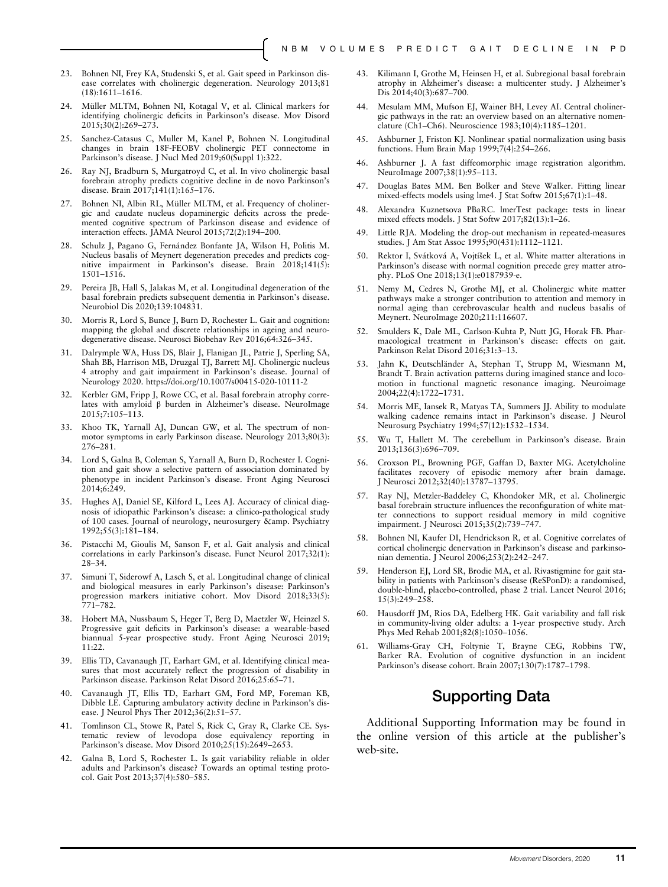23. Bohnen NI, Frey KA, Studenski S, et al. Gait speed in Parkinson disease correlates with cholinergic degeneration. Neurology 2013;81(18):1611–1616.
24. Müller MLTM, Bohnen NI, Kotagal V, et al. Clinical markers for identifying cholinergic deficits in Parkinson's disease. Mov Disord 2015;30(2):269–273.
25. Sanchez-Catasus C, Muller M, Kanel P, Bohnen N. Longitudinal changes in brain 18F-FEOBV cholinergic PET connectome in Parkinson's disease. J Nucl Med 2019;60(Suppl 1):322.
26. Ray NJ, Bradburn S, Murgatroyd C, et al. In vivo cholinergic basal forebrain atrophy predicts cognitive decline in de novo Parkinson's disease. Brain 2017;141(1):165–176.
27. Bohnen NI, Albin RL, Müller MLTM, et al. Frequency of cholinergic and caudate nucleus dopaminergic deficits across the predemented cognitive spectrum of Parkinson disease and evidence of interaction effects. JAMA Neurol 2015;72(2):194–200.
28. Schulz J, Pagano G, Fernández Bonfante JA, Wilson H, Politis M. Nucleus basalis of Meynert degeneration precedes and predicts cognitive impairment in Parkinson's disease. Brain 2018;141(5):1501–1516.
29. Pereira JB, Hall S, Jalakas M, et al. Longitudinal degeneration of the basal forebrain predicts subsequent dementia in Parkinson's disease. Neurobiol Dis 2020;139:104831.
30. Morris R, Lord S, Bunce J, Burn D, Rochester L. Gait and cognition: mapping the global and discrete relationships in ageing and neurodegenerative disease. Neurosci Biobehav Rev 2016;64:326–345.
31. Dalrymple WA, Huss DS, Blair J, Flanigan JL, Patrie J, Sperling SA, Shah BB, Harrison MB, Druzgal TJ, Barrett MJ. Cholinergic nucleus 4 atrophy and gait impairment in Parkinson's disease. Journal of Neurology 2020. https://doi.org/10.1007/s00415-020-10111-2
32. Kerbler GM, Fripp J, Rowe CC, et al. Basal forebrain atrophy correlates with amyloid β burden in Alzheimer's disease. NeuroImage 2015;7:105–113.
33. Khoo TK, Yarnall AJ, Duncan GW, et al. The spectrum of nonmotor symptoms in early Parkinson disease. Neurology 2013;80(3):276–281.
34. Lord S, Galna B, Coleman S, Yarnall A, Burn D, Rochester I. Cognition and gait show a selective pattern of association dominated by phenotype in incident Parkinson's disease. Front Aging Neurosci 2014;6:249.
35. Hughes AJ, Daniel SE, Kilford L, Lees AJ. Accuracy of clinical diagnosis of idiopathic Parkinson's disease: a clinico-pathological study of 100 cases. Journal of neurology, neurosurgery &amp. Psychiatry 1992;55(3):181–184.
36. Pistacchi M, Gioulis M, Sanson F, et al. Gait analysis and clinical correlations in early Parkinson's disease. Funct Neurol 2017;32(1):28–34.
37. Simuni T, Siderowf A, Lasch S, et al. Longitudinal change of clinical and biological measures in early Parkinson's disease: Parkinson's progression markers initiative cohort. Mov Disord 2018;33(5):771–782.
38. Hobert MA, Nussbaum S, Heger T, Berg D, Maetzler W, Heinzel S. Progressive gait deficits in Parkinson's disease: a wearable-based biannual 5-year prospective study. Front Aging Neurosci 2019;11:22.
39. Ellis TD, Cavanaugh JT, Earhart GM, et al. Identifying clinical measures that most accurately reflect the progression of disability in Parkinson disease. Parkinson Relat Disord 2016;25:65–71.
40. Cavanaugh JT, Ellis TD, Earhart GM, Ford MP, Foreman KB, Dibble LE. Capturing ambulatory activity decline in Parkinson's disease. J Neurol Phys Ther 2012;36(2):51–57.
41. Tomlinson CL, Stowe R, Patel S, Rick C, Gray R, Clarke CE. Systematic review of levodopa dose equivalency reporting in Parkinson's disease. Mov Disord 2010;25(15):2649–2653.
42. Galna B, Lord S, Rochester L. Is gait variability reliable in older adults and Parkinson's disease? Towards an optimal testing protocol. Gait Post 2013;37(4):580–585.
43. Kilimann I, Grothe M, Heinsen H, et al. Subregional basal forebrain atrophy in Alzheimer's disease: a multicenter study. J Alzheimer's Dis 2014;40(3):687–700.
44. Mesulam MM, Mufson EJ, Wainer BH, Levey AI. Central cholinergic pathways in the rat: an overview based on an alternative nomenclature (Ch1–Ch6). Neuroscience 1983;10(4):1185–1201.
45. Ashburner J, Friston KJ. Nonlinear spatial normalization using basis functions. Hum Brain Map 1999;7(4):254–266.
46. Ashburner J. A fast diffeomorphic image registration algorithm. NeuroImage 2007;38(1):95–113.
47. Douglas Bates MM. Ben Bolker and Steve Walker. Fitting linear mixed-effects models using lme4. J Stat Softw 2015;67(1):1–48.
48. Alexandra Kuznetsova PBaRC. lmerTest package: tests in linear mixed effects models. J Stat Softw 2017;82(13):1–26.
49. Little RJA. Modeling the drop-out mechanism in repeated-measures studies. J Am Stat Assoc 1995;90(431):1112–1121.
50. Rektor I, Svátková A, Vojtíšek L, et al. White matter alterations in Parkinson's disease with normal cognition precede grey matter atrophy. PLoS One 2018;13(1):e0187939-e.
51. Nemy M, Cedres N, Grothe MJ, et al. Cholinergic white matter pathways make a stronger contribution to attention and memory in normal aging than cerebrovascular health and nucleus basalis of Meynert. NeuroImage 2020;211:116607.
52. Smulders K, Dale ML, Carlson-Kuhta P, Nutt JG, Horak FB. Pharmacological treatment in Parkinson's disease: effects on gait. Parkinson Relat Disord 2016;31:3–13.
53. Jahn K, Deutschländer A, Stephan T, Strupp M, Wiesmann M, Brandt T. Brain activation patterns during imagined stance and locomotion in functional magnetic resonance imaging. Neuroimage 2004;22(4):1722–1731.
54. Morris ME, Iansek R, Matyas TA, Summers JJ. Ability to modulate walking cadence remains intact in Parkinson's disease. J Neurol Neurosurg Psychiatry 1994;57(12):1532–1534.
55. Wu T, Hallett M. The cerebellum in Parkinson's disease. Brain 2013;136(3):696–709.
56. Croxson PL, Browning PGF, Gaffan D, Baxter MG. Acetylcholine facilitates recovery of episodic memory after brain damage. J Neurosci 2012;32(40):13787–13795.
57. Ray NJ, Metzler-Baddeley C, Khondoker MR, et al. Cholinergic basal forebrain structure influences the reconfiguration of white matter connections to support residual memory in mild cognitive impairment. J Neurosci 2015;35(2):739–747.
58. Bohnen NI, Kaufer DI, Hendrickson R, et al. Cognitive correlates of cortical cholinergic denervation in Parkinson's disease and parkinsonian dementia. J Neurol 2006;253(2):242–247.
59. Henderson EJ, Lord SR, Brodie MA, et al. Rivastigmine for gait stability in patients with Parkinson's disease (ReSPonD): a randomised, double-blind, placebo-controlled, phase 2 trial. Lancet Neurol 2016;15(3):249–258.
60. Hausdorff JM, Rios DA, Edelberg HK. Gait variability and fall risk in community-living older adults: a 1-year prospective study. Arch Phys Med Rehab 2001;82(8):1050–1056.
61. Williams-Gray CH, Foltynie T, Brayne CEG, Robbins TW, Barker RA. Evolution of cognitive dysfunction in an incident Parkinson's disease cohort. Brain 2007;130(7):1787–1798.

## Supporting Data

Additional Supporting Information may be found in the online version of this article at the publisher's web-site.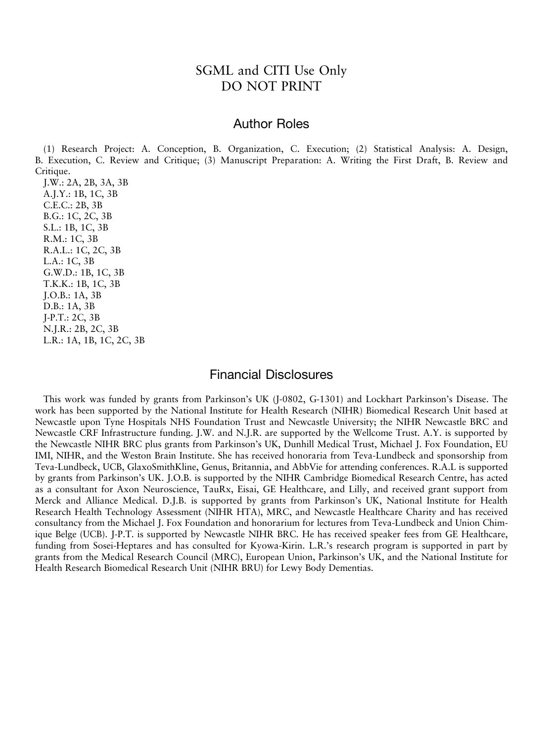SGML and CITI Use Only
DO NOT PRINT

## Author Roles

(1) Research Project: A. Conception, B. Organization, C. Execution; (2) Statistical Analysis: A. Design, B. Execution, C. Review and Critique; (3) Manuscript Preparation: A. Writing the First Draft, B. Review and Critique.

J.W.: 2A, 2B, 3A, 3B
A.J.Y.: 1B, 1C, 3B
C.E.C.: 2B, 3B
B.G.: 1C, 2C, 3B
S.L.: 1B, 1C, 3B
R.M.: 1C, 3B
R.A.L.: 1C, 2C, 3B
L.A.: 1C, 3B
G.W.D.: 1B, 1C, 3B
T.K.K.: 1B, 1C, 3B
J.O.B.: 1A, 3B
D.B.: 1A, 3B
J-P.T.: 2C, 3B
N.J.R.: 2B, 2C, 3B
L.R.: 1A, 1B, 1C, 2C, 3B

## Financial Disclosures

This work was funded by grants from Parkinson's UK (J-0802, G-1301) and Lockhart Parkinson's Disease. The work has been supported by the National Institute for Health Research (NIHR) Biomedical Research Unit based at Newcastle upon Tyne Hospitals NHS Foundation Trust and Newcastle University; the NIHR Newcastle BRC and Newcastle CRF Infrastructure funding. J.W. and N.J.R. are supported by the Wellcome Trust. A.Y. is supported by the Newcastle NIHR BRC plus grants from Parkinson's UK, Dunhill Medical Trust, Michael J. Fox Foundation, EU IMI, NIHR, and the Weston Brain Institute. She has received honoraria from Teva-Lundbeck and sponsorship from Teva-Lundbeck, UCB, GlaxoSmithKline, Genus, Britannia, and AbbVie for attending conferences. R.A.L is supported by grants from Parkinson's UK. J.O.B. is supported by the NIHR Cambridge Biomedical Research Centre, has acted as a consultant for Axon Neuroscience, TauRx, Eisai, GE Healthcare, and Lilly, and received grant support from Merck and Alliance Medical. D.J.B. is supported by grants from Parkinson's UK, National Institute for Health Research Health Technology Assessment (NIHR HTA), MRC, and Newcastle Healthcare Charity and has received consultancy from the Michael J. Fox Foundation and honorarium for lectures from Teva-Lundbeck and Union Chimique Belge (UCB). J-P.T. is supported by Newcastle NIHR BRC. He has received speaker fees from GE Healthcare, funding from Sosei-Heptares and has consulted for Kyowa-Kirin. L.R.'s research program is supported in part by grants from the Medical Research Council (MRC), European Union, Parkinson's UK, and the National Institute for Health Research Biomedical Research Unit (NIHR BRU) for Lewy Body Dementias.